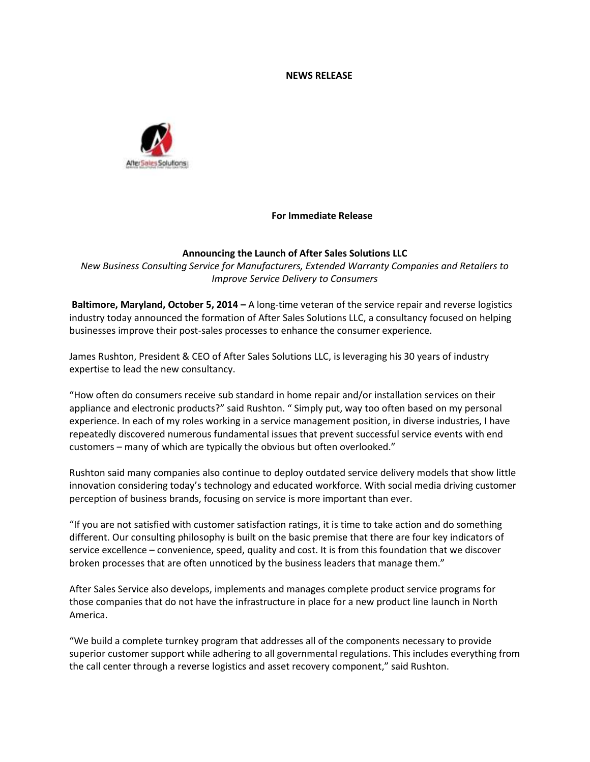**NEWS RELEASE**

**For Immediate Release**

**Announcing the Launch of After Sales Solutions LLC**

*New Business Consulting Service for Manufacturers, Extended Warranty Companies and Retailers to Improve Service Delivery to Consumers*

**Baltimore, Maryland, October 5, 2014 –** A long-time veteran of the service repair and reverse logistics industry today announced the formation of After Sales Solutions LLC, a consultancy focused on helping businesses improve their post-sales processes to enhance the consumer experience.

James Rushton, President & CEO of After Sales Solutions LLC, is leveraging his 30 years of industry expertise to lead the new consultancy.

"How often do consumers receive sub standard in home repair and/or installation services on their appliance and electronic products?" said Rushton. " Simply put, way too often based on my personal experience. In each of my roles working in a service management position, in diverse industries, I have repeatedly discovered numerous fundamental issues that prevent successful service events with end customers – many of which are typically the obvious but often overlooked."

Rushton said many companies also continue to deploy outdated service delivery models that show little innovation considering today's technology and educated workforce. With social media driving customer perception of business brands, focusing on service is more important than ever.

"If you are not satisfied with customer satisfaction ratings, it is time to take action and do something different. Our consulting philosophy is built on the basic premise that there are four key indicators of service excellence – convenience, speed, quality and cost. It is from this foundation that we discover broken processes that are often unnoticed by the business leaders that manage them."

After Sales Service also develops, implements and manages complete product service programs for those companies that do not have the infrastructure in place for a new product line launch in North America.

"We build a complete turnkey program that addresses all of the components necessary to provide superior customer support while adhering to all governmental regulations. This includes everything from the call center through a reverse logistics and asset recovery component," said Rushton.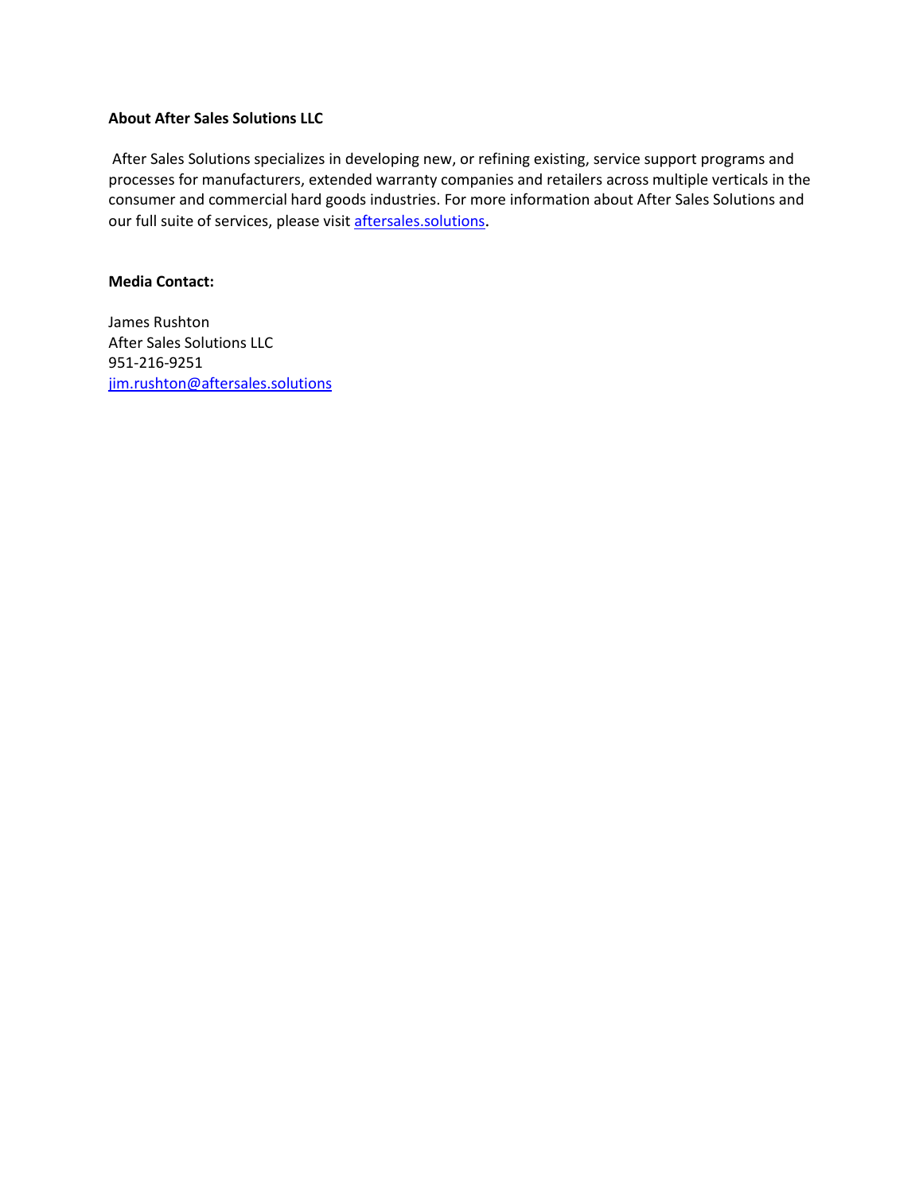**About After Sales Solutions LLC**

After Sales Solutions specializes in developing new, or refining existing, service support programs and processes for manufacturers, extended warranty companies and retailers across multiple verticals in the consumer and commercial hard goods industries. For more information about After Sales Solutions and our full suite of services, please visit aftersales.solutions.

**Media Contact:**

James Rushton
After Sales Solutions LLC
951-216-9251
jim.rushton@aftersales.solutions